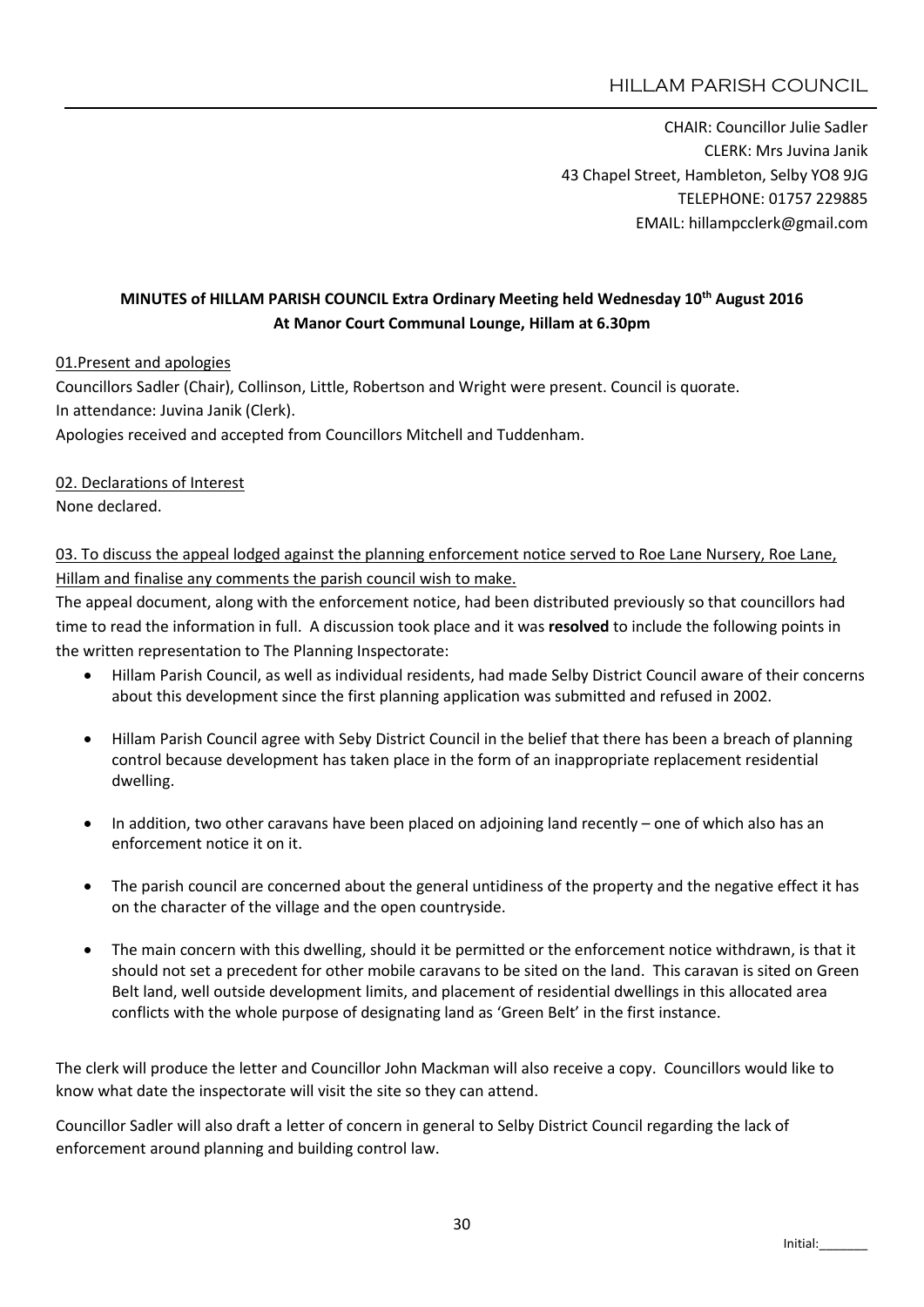# HILLAM PARISH COUNCIL

CHAIR: Councillor Julie Sadler
CLERK: Mrs Juvina Janik
43 Chapel Street, Hambleton, Selby YO8 9JG
TELEPHONE: 01757 229885
EMAIL: hillampcclerk@gmail.com

**MINUTES of HILLAM PARISH COUNCIL Extra Ordinary Meeting held Wednesday 10th August 2016**
**At Manor Court Communal Lounge, Hillam at 6.30pm**

01.Present and apologies

Councillors Sadler (Chair), Collinson, Little, Robertson and Wright were present. Council is quorate.
In attendance: Juvina Janik (Clerk).
Apologies received and accepted from Councillors Mitchell and Tuddenham.

02. Declarations of Interest

None declared.

03. To discuss the appeal lodged against the planning enforcement notice served to Roe Lane Nursery, Roe Lane, Hillam and finalise any comments the parish council wish to make.

The appeal document, along with the enforcement notice, had been distributed previously so that councillors had time to read the information in full. A discussion took place and it was **resolved** to include the following points in the written representation to The Planning Inspectorate:

- Hillam Parish Council, as well as individual residents, had made Selby District Council aware of their concerns about this development since the first planning application was submitted and refused in 2002.
- Hillam Parish Council agree with Seby District Council in the belief that there has been a breach of planning control because development has taken place in the form of an inappropriate replacement residential dwelling.
- In addition, two other caravans have been placed on adjoining land recently – one of which also has an enforcement notice it on it.
- The parish council are concerned about the general untidiness of the property and the negative effect it has on the character of the village and the open countryside.
- The main concern with this dwelling, should it be permitted or the enforcement notice withdrawn, is that it should not set a precedent for other mobile caravans to be sited on the land. This caravan is sited on Green Belt land, well outside development limits, and placement of residential dwellings in this allocated area conflicts with the whole purpose of designating land as 'Green Belt' in the first instance.

The clerk will produce the letter and Councillor John Mackman will also receive a copy. Councillors would like to know what date the inspectorate will visit the site so they can attend.

Councillor Sadler will also draft a letter of concern in general to Selby District Council regarding the lack of enforcement around planning and building control law.

Initial:_______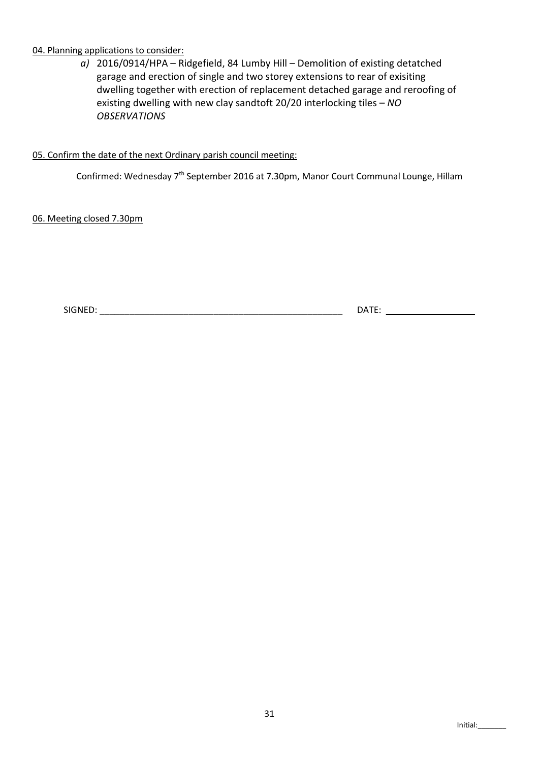04. Planning applications to consider:

*a)* 2016/0914/HPA – Ridgefield, 84 Lumby Hill – Demolition of existing detatched garage and erection of single and two storey extensions to rear of exisiting dwelling together with erection of replacement detached garage and reroofing of existing dwelling with new clay sandtoft 20/20 interlocking tiles – *NO OBSERVATIONS*

05. Confirm the date of the next Ordinary parish council meeting:

Confirmed: Wednesday 7th September 2016 at 7.30pm, Manor Court Communal Lounge, Hillam

06. Meeting closed 7.30pm

SIGNED: ___________________________________________________ DATE: __________________

Initial:_______